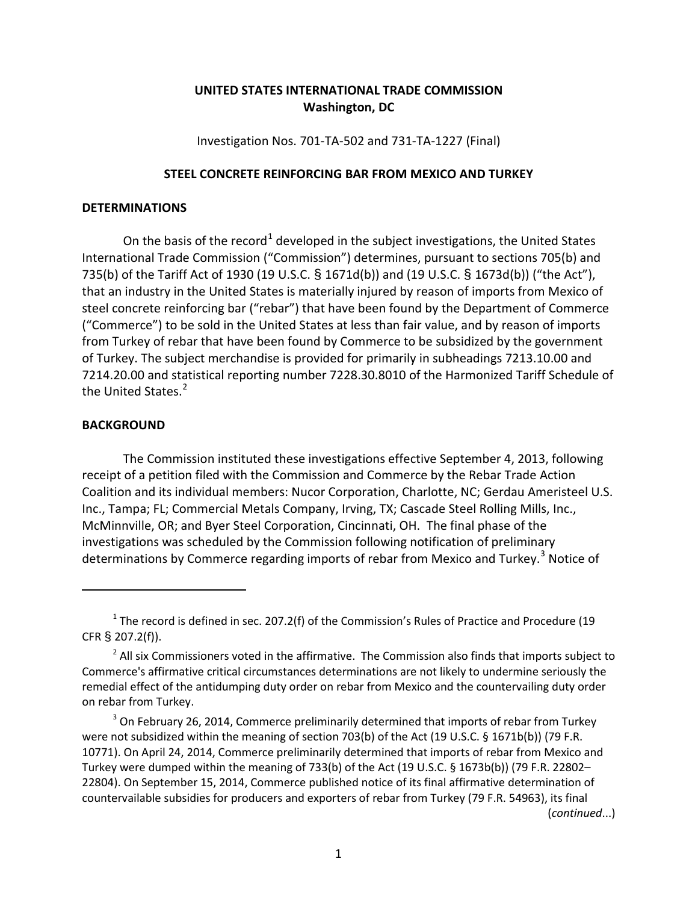**UNITED STATES INTERNATIONAL TRADE COMMISSION**
**Washington, DC**

Investigation Nos. 701-TA-502 and 731-TA-1227 (Final)

**STEEL CONCRETE REINFORCING BAR FROM MEXICO AND TURKEY**

## DETERMINATIONS

On the basis of the record[1] developed in the subject investigations, the United States International Trade Commission ("Commission") determines, pursuant to sections 705(b) and 735(b) of the Tariff Act of 1930 (19 U.S.C. § 1671d(b)) and (19 U.S.C. § 1673d(b)) ("the Act"), that an industry in the United States is materially injured by reason of imports from Mexico of steel concrete reinforcing bar ("rebar") that have been found by the Department of Commerce ("Commerce") to be sold in the United States at less than fair value, and by reason of imports from Turkey of rebar that have been found by Commerce to be subsidized by the government of Turkey. The subject merchandise is provided for primarily in subheadings 7213.10.00 and 7214.20.00 and statistical reporting number 7228.30.8010 of the Harmonized Tariff Schedule of the United States.[2]

## BACKGROUND

The Commission instituted these investigations effective September 4, 2013, following receipt of a petition filed with the Commission and Commerce by the Rebar Trade Action Coalition and its individual members: Nucor Corporation, Charlotte, NC; Gerdau Ameristeel U.S. Inc., Tampa; FL; Commercial Metals Company, Irving, TX; Cascade Steel Rolling Mills, Inc., McMinnville, OR; and Byer Steel Corporation, Cincinnati, OH. The final phase of the investigations was scheduled by the Commission following notification of preliminary determinations by Commerce regarding imports of rebar from Mexico and Turkey.[3] Notice of

---

[1] The record is defined in sec. 207.2(f) of the Commission's Rules of Practice and Procedure (19 CFR § 207.2(f)).

[2] All six Commissioners voted in the affirmative. The Commission also finds that imports subject to Commerce's affirmative critical circumstances determinations are not likely to undermine seriously the remedial effect of the antidumping duty order on rebar from Mexico and the countervailing duty order on rebar from Turkey.

[3] On February 26, 2014, Commerce preliminarily determined that imports of rebar from Turkey were not subsidized within the meaning of section 703(b) of the Act (19 U.S.C. § 1671b(b)) (79 F.R. 10771). On April 24, 2014, Commerce preliminarily determined that imports of rebar from Mexico and Turkey were dumped within the meaning of 733(b) of the Act (19 U.S.C. § 1673b(b)) (79 F.R. 22802–22804). On September 15, 2014, Commerce published notice of its final affirmative determination of countervailable subsidies for producers and exporters of rebar from Turkey (79 F.R. 54963), its final

(*continued*...)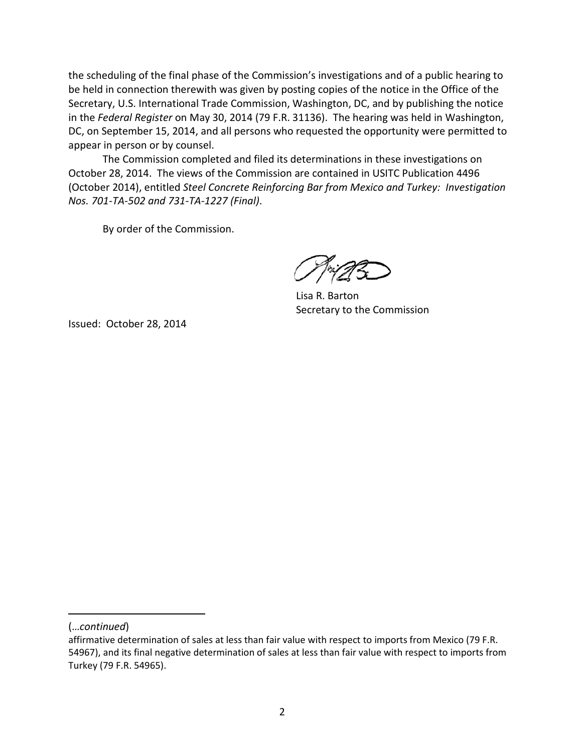the scheduling of the final phase of the Commission's investigations and of a public hearing to be held in connection therewith was given by posting copies of the notice in the Office of the Secretary, U.S. International Trade Commission, Washington, DC, and by publishing the notice in the *Federal Register* on May 30, 2014 (79 F.R. 31136). The hearing was held in Washington, DC, on September 15, 2014, and all persons who requested the opportunity were permitted to appear in person or by counsel.

The Commission completed and filed its determinations in these investigations on October 28, 2014. The views of the Commission are contained in USITC Publication 4496 (October 2014), entitled *Steel Concrete Reinforcing Bar from Mexico and Turkey: Investigation Nos. 701-TA-502 and 731-TA-1227 (Final)*.

By order of the Commission.

Lisa R. Barton
Secretary to the Commission

Issued: October 28, 2014

---

(…*continued*)

affirmative determination of sales at less than fair value with respect to imports from Mexico (79 F.R. 54967), and its final negative determination of sales at less than fair value with respect to imports from Turkey (79 F.R. 54965).